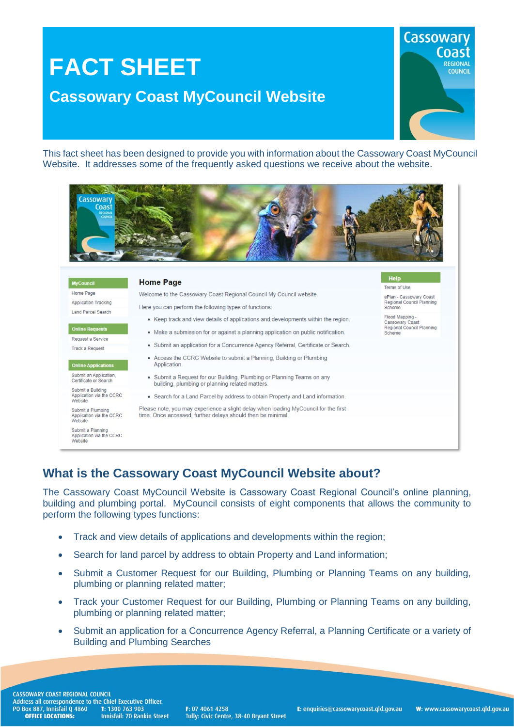# FACT SHEET

## Cassowary Coast MyCouncil Website

This fact sheet has been designed to provide you with information about the Cassowary Coast MyCouncil Website. It addresses some of the frequently asked questions we receive about the website.

## What is the Cassowary Coast MyCouncil Website about?

The Cassowary Coast MyCouncil Website is Cassowary Coast Regional Council's online planning, building and plumbing portal. MyCouncil consists of eight components that allows the community to perform the following types functions:

- Track and view details of applications and developments within the region;
- Search for land parcel by address to obtain Property and Land information;
- Submit a Customer Request for our Building, Plumbing or Planning Teams on any building, plumbing or planning related matter;
- Track your Customer Request for our Building, Plumbing or Planning Teams on any building, plumbing or planning related matter;
- Submit an application for a Concurrence Agency Referral, a Planning Certificate or a variety of Building and Plumbing Searches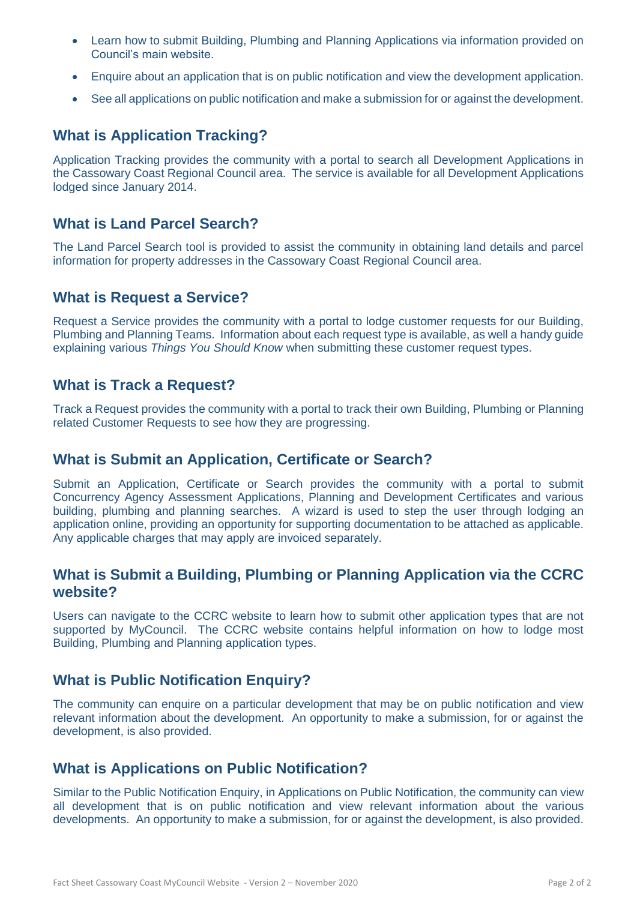- Learn how to submit Building, Plumbing and Planning Applications via information provided on Council's main website.
- Enquire about an application that is on public notification and view the development application.
- See all applications on public notification and make a submission for or against the development.

## What is Application Tracking?

Application Tracking provides the community with a portal to search all Development Applications in the Cassowary Coast Regional Council area. The service is available for all Development Applications lodged since January 2014.

## What is Land Parcel Search?

The Land Parcel Search tool is provided to assist the community in obtaining land details and parcel information for property addresses in the Cassowary Coast Regional Council area.

## What is Request a Service?

Request a Service provides the community with a portal to lodge customer requests for our Building, Plumbing and Planning Teams. Information about each request type is available, as well a handy guide explaining various *Things You Should Know* when submitting these customer request types.

## What is Track a Request?

Track a Request provides the community with a portal to track their own Building, Plumbing or Planning related Customer Requests to see how they are progressing.

## What is Submit an Application, Certificate or Search?

Submit an Application, Certificate or Search provides the community with a portal to submit Concurrency Agency Assessment Applications, Planning and Development Certificates and various building, plumbing and planning searches. A wizard is used to step the user through lodging an application online, providing an opportunity for supporting documentation to be attached as applicable. Any applicable charges that may apply are invoiced separately.

## What is Submit a Building, Plumbing or Planning Application via the CCRC website?

Users can navigate to the CCRC website to learn how to submit other application types that are not supported by MyCouncil. The CCRC website contains helpful information on how to lodge most Building, Plumbing and Planning application types.

## What is Public Notification Enquiry?

The community can enquire on a particular development that may be on public notification and view relevant information about the development. An opportunity to make a submission, for or against the development, is also provided.

## What is Applications on Public Notification?

Similar to the Public Notification Enquiry, in Applications on Public Notification, the community can view all development that is on public notification and view relevant information about the various developments. An opportunity to make a submission, for or against the development, is also provided.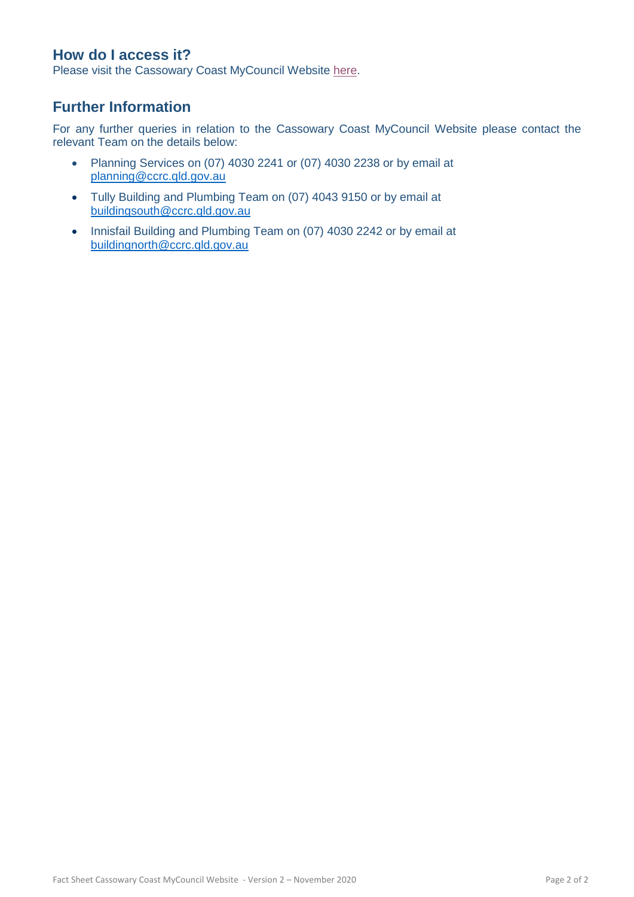## How do I access it?

Please visit the Cassowary Coast MyCouncil Website here.

## Further Information

For any further queries in relation to the Cassowary Coast MyCouncil Website please contact the relevant Team on the details below:

- Planning Services on (07) 4030 2241 or (07) 4030 2238 or by email at planning@ccrc.qld.gov.au
- Tully Building and Plumbing Team on (07) 4043 9150 or by email at buildingsouth@ccrc.qld.gov.au
- Innisfail Building and Plumbing Team on (07) 4030 2242 or by email at buildingnorth@ccrc.qld.gov.au